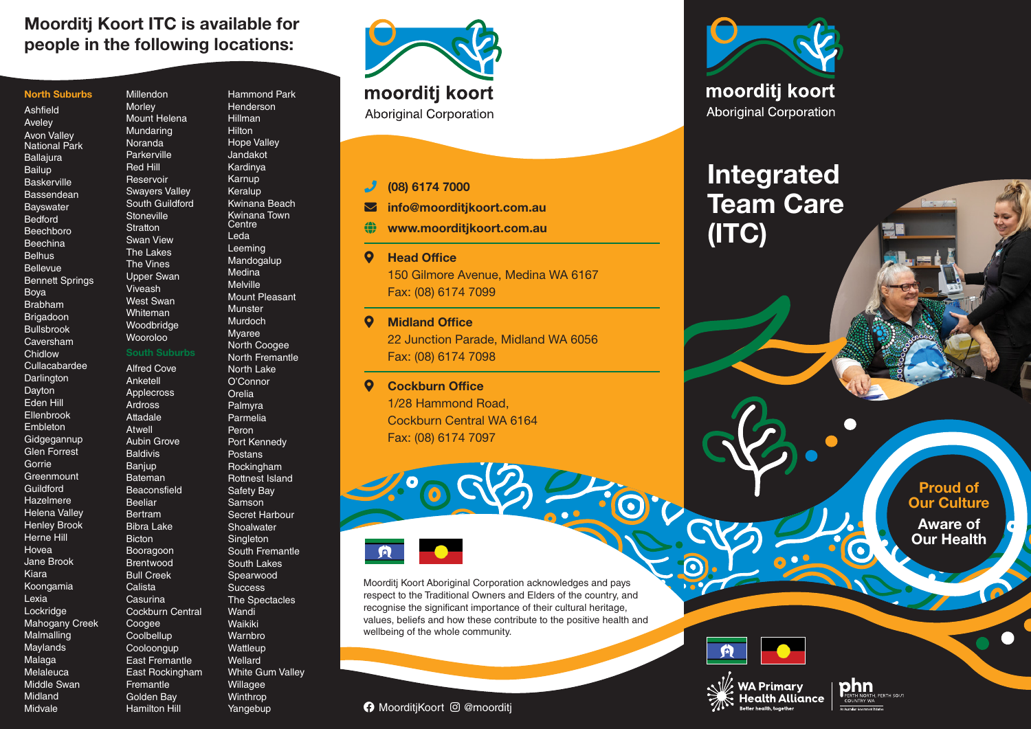## Moorditj Koort ITC is available for people in the following locations:

### North Suburbs

Ashfield
Aveley
Avon Valley National Park
Ballajura
Bailup
Baskerville
Bassendean
Bayswater
Bedford
Beechboro
Beechina
Belhus
Bellevue
Bennett Springs
Boya
Brabham
Brigadoon
Bullsbrook
Caversham
Chidlow
Cullacabardee
Darlington
Dayton
Eden Hill
Ellenbrook
Embleton
Gidgegannup
Glen Forrest
Gorrie
Greenmount
Guildford
Hazelmere
Helena Valley
Henley Brook
Herne Hill
Hovea
Jane Brook
Kiara
Koongamia
Lexia
Lockridge
Mahogany Creek
Malmalling
Maylands
Malaga
Melaleuca
Middle Swan
Midland
Midvale
Millendon
Morley
Mount Helena
Mundaring
Noranda
Parkerville
Red Hill
Reservoir
Swayers Valley
South Guildford
Stoneville
Stratton
Swan View
The Lakes
The Vines
Upper Swan
Viveash
West Swan
Whiteman
Woodbridge
Wooroloo

### South Suburbs

Alfred Cove
Anketell
Applecross
Ardross
Attadale
Atwell
Aubin Grove
Baldivis
Banjup
Bateman
Beaconsfield
Beeliar
Bertram
Bibra Lake
Bicton
Booragoon
Brentwood
Bull Creek
Calista
Casurina
Cockburn Central
Coogee
Coolbellup
Cooloongup
East Fremantle
East Rockingham
Fremantle
Golden Bay
Hamilton Hill
Hammond Park
Henderson
Hillman
Hilton
Hope Valley
Jandakot
Kardinya
Karnup
Keralup
Kwinana Beach
Kwinana Town Centre
Leda
Leeming
Mandogalup
Medina
Melville
Mount Pleasant
Munster
Murdoch
Myaree
North Coogee
North Fremantle
North Lake
O'Connor
Orelia
Palmyra
Parmelia
Peron
Port Kennedy
Postans
Rockingham
Rottnest Island
Safety Bay
Samson
Secret Harbour
Shoalwater
Singleton
South Fremantle
South Lakes
Spearwood
Success
The Spectacles
Wandi
Waikiki
Warnbro
Wattleup
Wellard
White Gum Valley
Willagee
Winthrop
Yangebup

---

**moorditj koort**
Aboriginal Corporation

**(08) 6174 7000**
**info@moorditjkoort.com.au**
**www.moorditjkoort.com.au**

**Head Office**
150 Gilmore Avenue, Medina WA 6167
Fax: (08) 6174 7099

**Midland Office**
22 Junction Parade, Midland WA 6056
Fax: (08) 6174 7098

**Cockburn Office**
1/28 Hammond Road,
Cockburn Central WA 6164
Fax: (08) 6174 7097

Moorditj Koort Aboriginal Corporation acknowledges and pays respect to the Traditional Owners and Elders of the country, and recognise the significant importance of their cultural heritage, values, beliefs and how these contribute to the positive health and wellbeing of the whole community.

MoorditjKoort @moorditj

---

**moorditj koort**
Aboriginal Corporation

# Integrated Team Care (ITC)

**Proud of Our Culture**
**Aware of Our Health**

WA Primary Health Alliance
Better health, together

phn
PERTH NORTH, PERTH SOUTH, COUNTRY WA
An Australian Government Initiative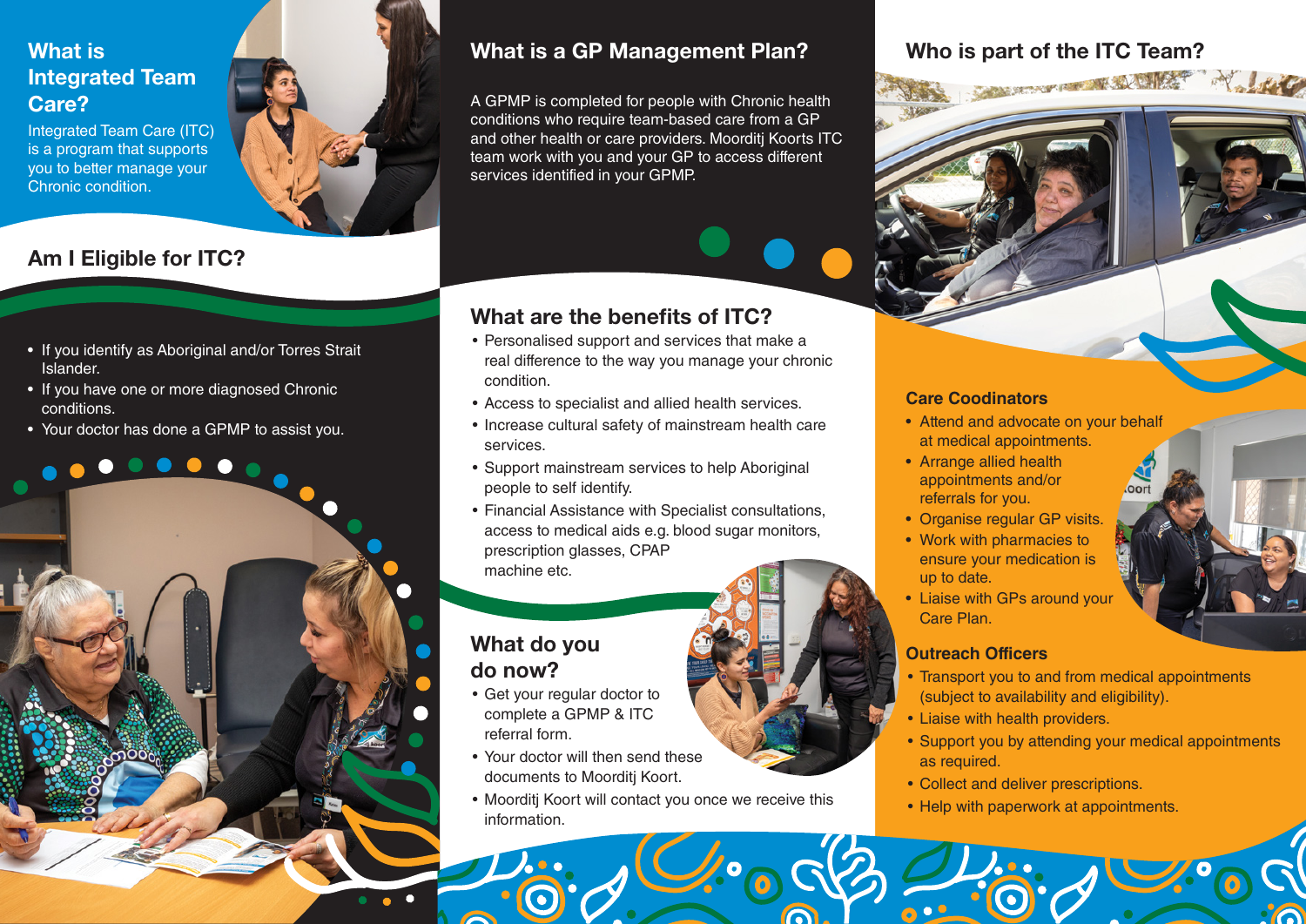## What is Integrated Team Care?

Integrated Team Care (ITC) is a program that supports you to better manage your Chronic condition.

## Am I Eligible for ITC?

- If you identify as Aboriginal and/or Torres Strait Islander.
- If you have one or more diagnosed Chronic conditions.
- Your doctor has done a GPMP to assist you.

## What is a GP Management Plan?

A GPMP is completed for people with Chronic health conditions who require team-based care from a GP and other health or care providers. Moorditj Koorts ITC team work with you and your GP to access different services identified in your GPMP.

## What are the benefits of ITC?

- Personalised support and services that make a real difference to the way you manage your chronic condition.
- Access to specialist and allied health services.
- Increase cultural safety of mainstream health care services.
- Support mainstream services to help Aboriginal people to self identify.
- Financial Assistance with Specialist consultations, access to medical aids e.g. blood sugar monitors, prescription glasses, CPAP machine etc.

## What do you do now?

- Get your regular doctor to complete a GPMP & ITC referral form.
- Your doctor will then send these documents to Moorditj Koort.
- Moorditj Koort will contact you once we receive this information.

## Who is part of the ITC Team?

### Care Coodinators

- Attend and advocate on your behalf at medical appointments.
- Arrange allied health appointments and/or referrals for you.
- Organise regular GP visits.
- Work with pharmacies to ensure your medication is up to date.
- Liaise with GPs around your Care Plan.

### Outreach Officers

- Transport you to and from medical appointments (subject to availability and eligibility).
- Liaise with health providers.
- Support you by attending your medical appointments as required.
- Collect and deliver prescriptions.
- Help with paperwork at appointments.